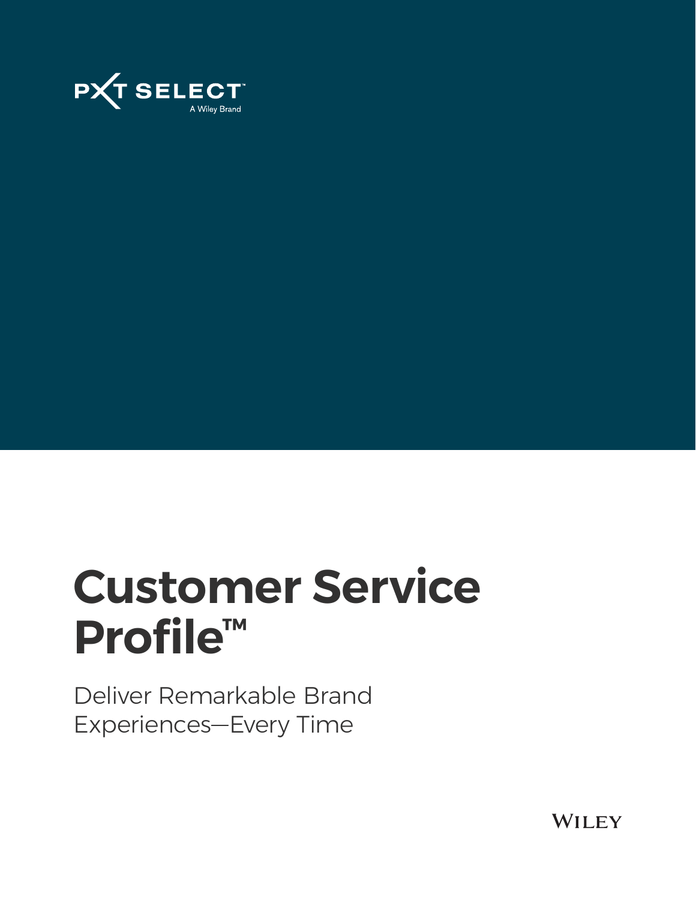PXT SELECT™

A Wiley Brand

# Customer Service Profile™

Deliver Remarkable Brand Experiences—Every Time

WILEY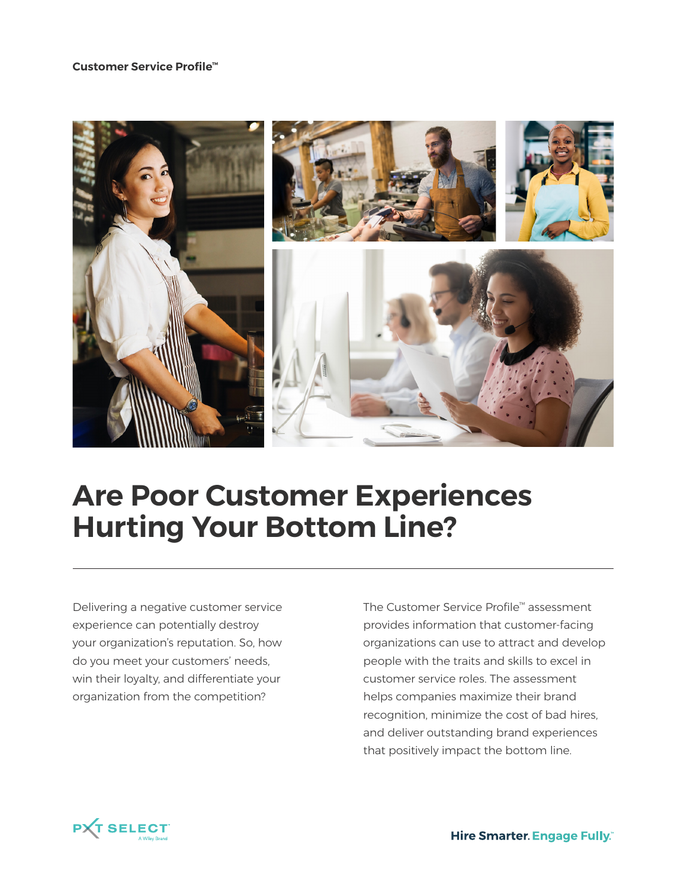# Are Poor Customer Experiences Hurting Your Bottom Line?

Delivering a negative customer service experience can potentially destroy your organization's reputation. So, how do you meet your customers' needs, win their loyalty, and differentiate your organization from the competition?

The Customer Service Profile™ assessment provides information that customer-facing organizations can use to attract and develop people with the traits and skills to excel in customer service roles. The assessment helps companies maximize their brand recognition, minimize the cost of bad hires, and deliver outstanding brand experiences that positively impact the bottom line.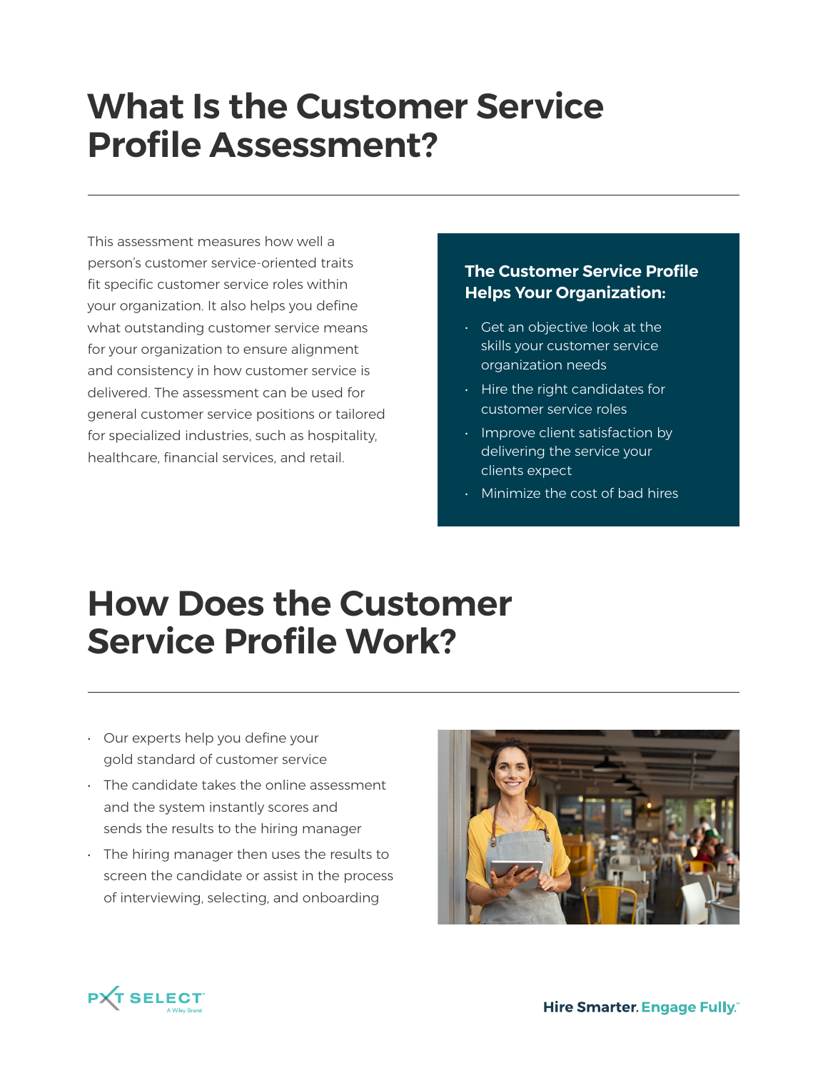# What Is the Customer Service Profile Assessment?

This assessment measures how well a person's customer service-oriented traits fit specific customer service roles within your organization. It also helps you define what outstanding customer service means for your organization to ensure alignment and consistency in how customer service is delivered. The assessment can be used for general customer service positions or tailored for specialized industries, such as hospitality, healthcare, financial services, and retail.

**The Customer Service Profile Helps Your Organization:**

- Get an objective look at the skills your customer service organization needs
- Hire the right candidates for customer service roles
- Improve client satisfaction by delivering the service your clients expect
- Minimize the cost of bad hires

# How Does the Customer Service Profile Work?

- Our experts help you define your gold standard of customer service
- The candidate takes the online assessment and the system instantly scores and sends the results to the hiring manager
- The hiring manager then uses the results to screen the candidate or assist in the process of interviewing, selecting, and onboarding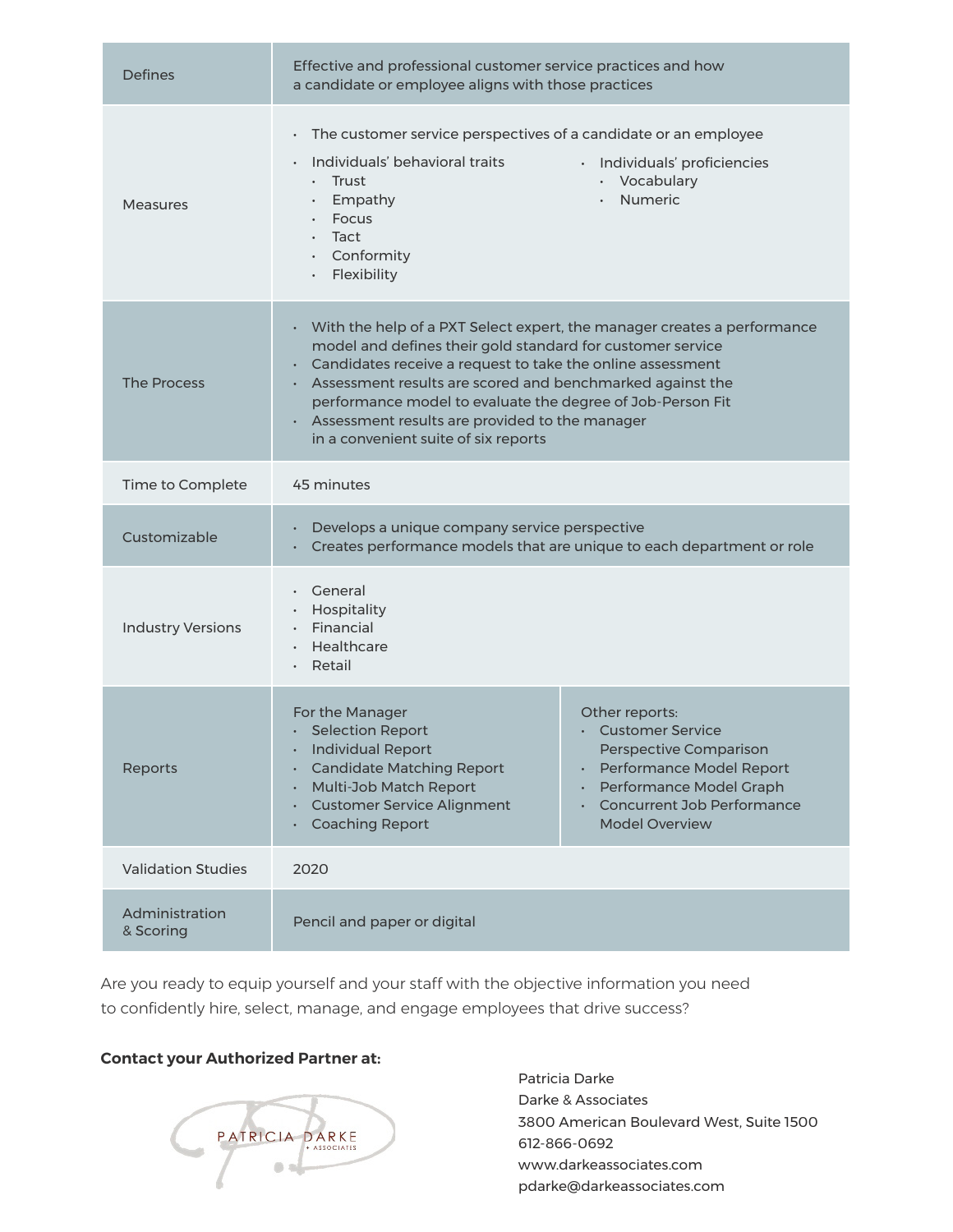| | |
|---|---|
| Defines | Effective and professional customer service practices and how a candidate or employee aligns with those practices |
| Measures | • The customer service perspectives of a candidate or an employee<br>• Individuals' behavioral traits<br>  • Trust<br>  • Empathy<br>  • Focus<br>  • Tact<br>  • Conformity<br>  • Flexibility<br>• Individuals' proficiencies<br>  • Vocabulary<br>  • Numeric |
| The Process | • With the help of a PXT Select expert, the manager creates a performance model and defines their gold standard for customer service<br>• Candidates receive a request to take the online assessment<br>• Assessment results are scored and benchmarked against the performance model to evaluate the degree of Job-Person Fit<br>• Assessment results are provided to the manager in a convenient suite of six reports |
| Time to Complete | 45 minutes |
| Customizable | • Develops a unique company service perspective<br>• Creates performance models that are unique to each department or role |
| Industry Versions | • General<br>• Hospitality<br>• Financial<br>• Healthcare<br>• Retail |
| Reports | For the Manager<br>• Selection Report<br>• Individual Report<br>• Candidate Matching Report<br>• Multi-Job Match Report<br>• Customer Service Alignment<br>• Coaching Report<br><br>Other reports:<br>• Customer Service Perspective Comparison<br>• Performance Model Report<br>• Performance Model Graph<br>• Concurrent Job Performance Model Overview |
| Validation Studies | 2020 |
| Administration & Scoring | Pencil and paper or digital |

Are you ready to equip yourself and your staff with the objective information you need to confidently hire, select, manage, and engage employees that drive success?

**Contact your Authorized Partner at:**

PATRICIA DARKE + ASSOCIATES

Patricia Darke
Darke & Associates
3800 American Boulevard West, Suite 1500
612-866-0692
www.darkeassociates.com
pdarke@darkeassociates.com